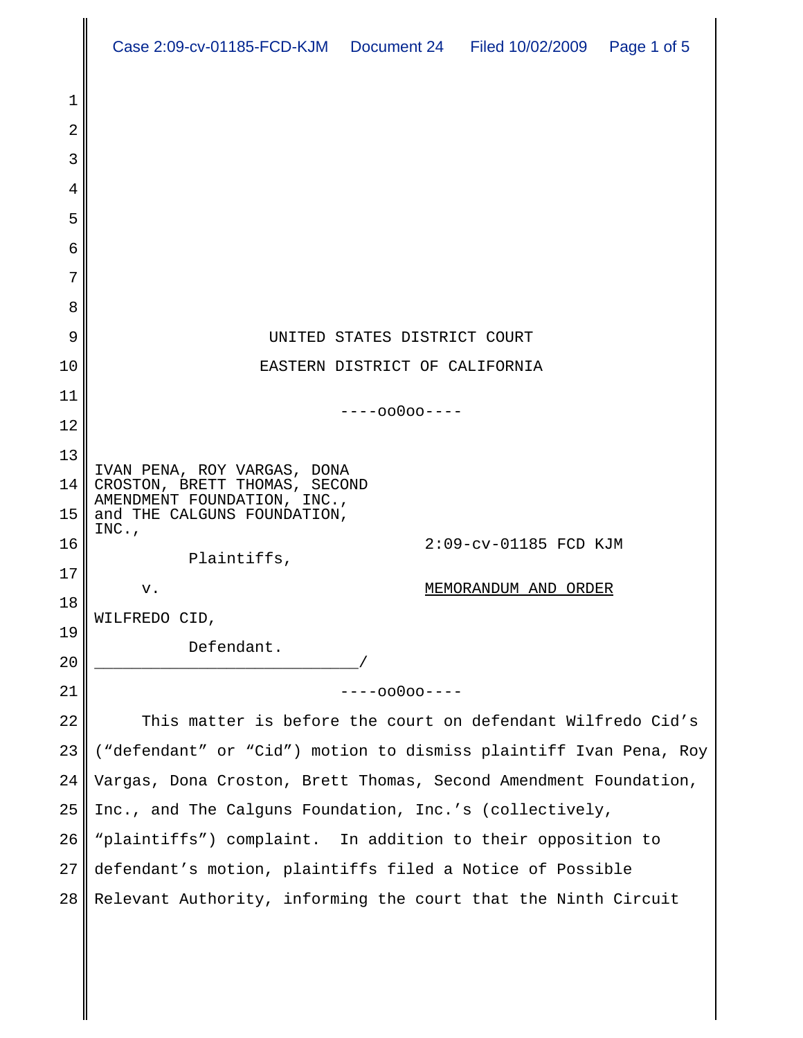UNITED STATES DISTRICT COURT

EASTERN DISTRICT OF CALIFORNIA

----oo0oo----

IVAN PENA, ROY VARGAS, DONA CROSTON, BRETT THOMAS, SECOND AMENDMENT FOUNDATION, INC., and THE CALGUNS FOUNDATION, INC.,

Plaintiffs,

v.

WILFREDO CID,

Defendant.

2:09-cv-01185 FCD KJM

MEMORANDUM AND ORDER

----oo0oo----

This matter is before the court on defendant Wilfredo Cid's ("defendant" or "Cid") motion to dismiss plaintiff Ivan Pena, Roy Vargas, Dona Croston, Brett Thomas, Second Amendment Foundation, Inc., and The Calguns Foundation, Inc.'s (collectively, "plaintiffs") complaint. In addition to their opposition to defendant's motion, plaintiffs filed a Notice of Possible Relevant Authority, informing the court that the Ninth Circuit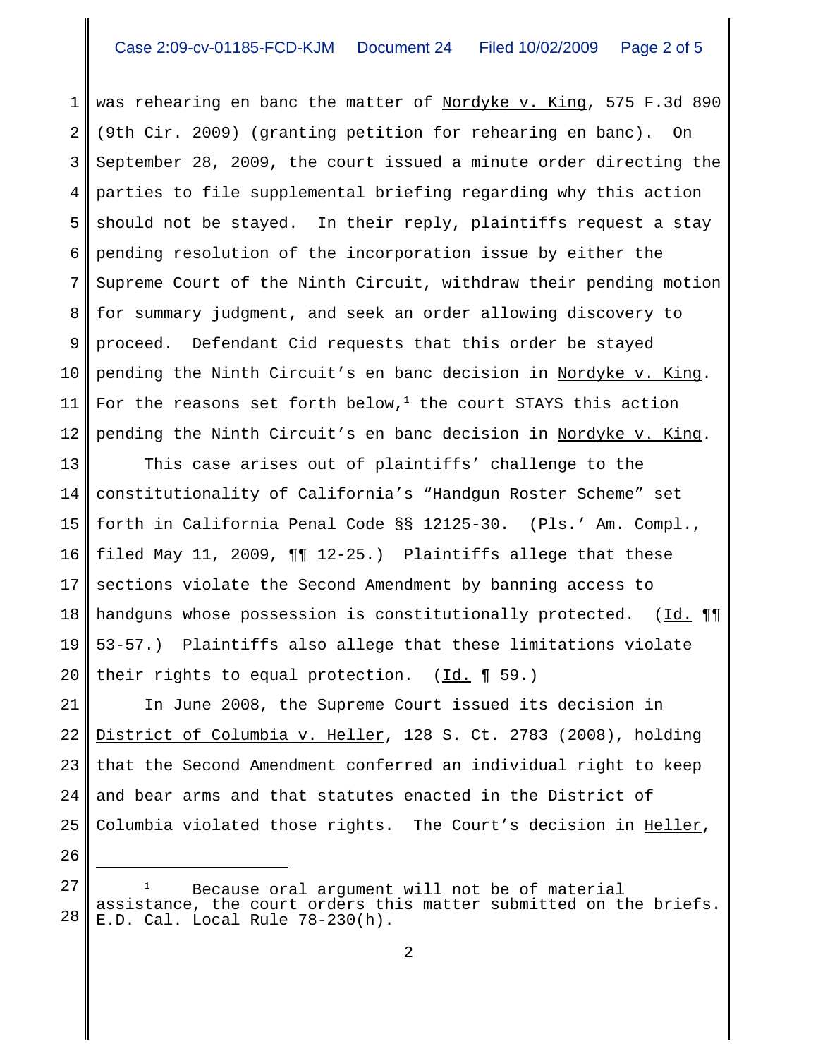was rehearing en banc the matter of Nordyke v. King, 575 F.3d 890 (9th Cir. 2009) (granting petition for rehearing en banc). On September 28, 2009, the court issued a minute order directing the parties to file supplemental briefing regarding why this action should not be stayed. In their reply, plaintiffs request a stay pending resolution of the incorporation issue by either the Supreme Court of the Ninth Circuit, withdraw their pending motion for summary judgment, and seek an order allowing discovery to proceed. Defendant Cid requests that this order be stayed pending the Ninth Circuit's en banc decision in Nordyke v. King. For the reasons set forth below,[1] the court STAYS this action pending the Ninth Circuit's en banc decision in Nordyke v. King.

This case arises out of plaintiffs' challenge to the constitutionality of California's "Handgun Roster Scheme" set forth in California Penal Code §§ 12125-30. (Pls.' Am. Compl., filed May 11, 2009, ¶¶ 12-25.) Plaintiffs allege that these sections violate the Second Amendment by banning access to handguns whose possession is constitutionally protected. (Id. ¶¶ 53-57.) Plaintiffs also allege that these limitations violate their rights to equal protection. (Id. ¶ 59.)

In June 2008, the Supreme Court issued its decision in District of Columbia v. Heller, 128 S. Ct. 2783 (2008), holding that the Second Amendment conferred an individual right to keep and bear arms and that statutes enacted in the District of Columbia violated those rights. The Court's decision in Heller,

---

[1] Because oral argument will not be of material assistance, the court orders this matter submitted on the briefs. E.D. Cal. Local Rule 78-230(h).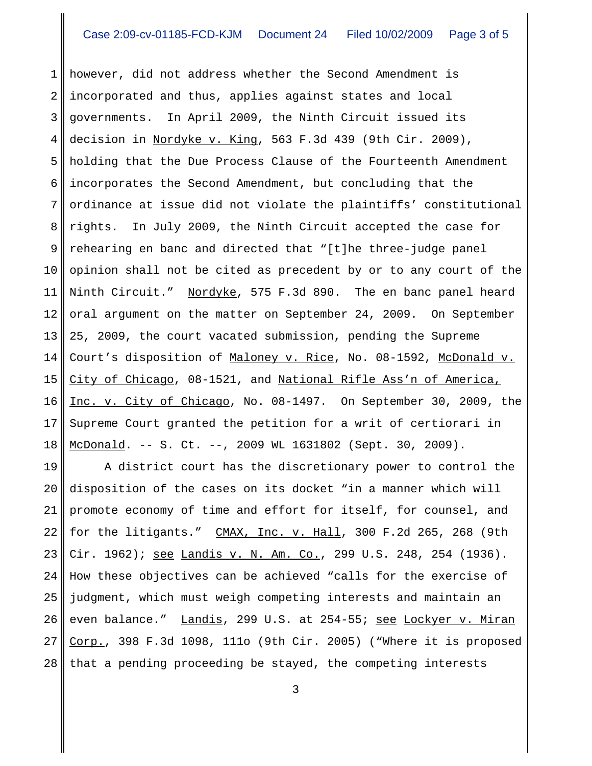however, did not address whether the Second Amendment is incorporated and thus, applies against states and local governments. In April 2009, the Ninth Circuit issued its decision in Nordyke v. King, 563 F.3d 439 (9th Cir. 2009), holding that the Due Process Clause of the Fourteenth Amendment incorporates the Second Amendment, but concluding that the ordinance at issue did not violate the plaintiffs' constitutional rights. In July 2009, the Ninth Circuit accepted the case for rehearing en banc and directed that "[t]he three-judge panel opinion shall not be cited as precedent by or to any court of the Ninth Circuit." Nordyke, 575 F.3d 890. The en banc panel heard oral argument on the matter on September 24, 2009. On September 25, 2009, the court vacated submission, pending the Supreme Court's disposition of Maloney v. Rice, No. 08-1592, McDonald v. City of Chicago, 08-1521, and National Rifle Ass'n of America, Inc. v. City of Chicago, No. 08-1497. On September 30, 2009, the Supreme Court granted the petition for a writ of certiorari in McDonald. -- S. Ct. --, 2009 WL 1631802 (Sept. 30, 2009).

A district court has the discretionary power to control the disposition of the cases on its docket "in a manner which will promote economy of time and effort for itself, for counsel, and for the litigants." CMAX, Inc. v. Hall, 300 F.2d 265, 268 (9th Cir. 1962); see Landis v. N. Am. Co., 299 U.S. 248, 254 (1936). How these objectives can be achieved "calls for the exercise of judgment, which must weigh competing interests and maintain an even balance." Landis, 299 U.S. at 254-55; see Lockyer v. Miran Corp., 398 F.3d 1098, 111o (9th Cir. 2005) ("Where it is proposed that a pending proceeding be stayed, the competing interests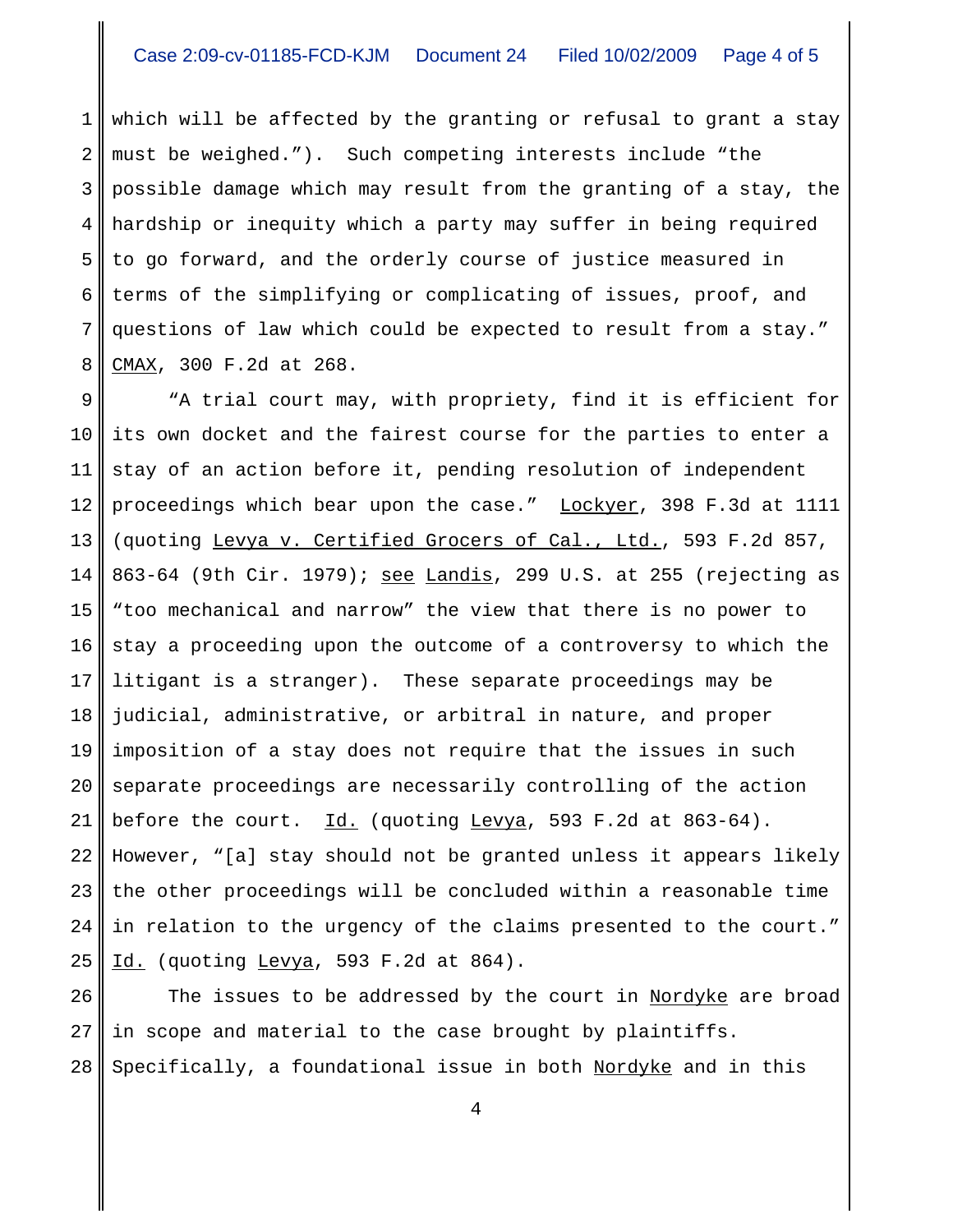which will be affected by the granting or refusal to grant a stay must be weighed."). Such competing interests include "the possible damage which may result from the granting of a stay, the hardship or inequity which a party may suffer in being required to go forward, and the orderly course of justice measured in terms of the simplifying or complicating of issues, proof, and questions of law which could be expected to result from a stay." CMAX, 300 F.2d at 268.

"A trial court may, with propriety, find it is efficient for its own docket and the fairest course for the parties to enter a stay of an action before it, pending resolution of independent proceedings which bear upon the case." Lockyer, 398 F.3d at 1111 (quoting Levya v. Certified Grocers of Cal., Ltd., 593 F.2d 857, 863-64 (9th Cir. 1979); see Landis, 299 U.S. at 255 (rejecting as "too mechanical and narrow" the view that there is no power to stay a proceeding upon the outcome of a controversy to which the litigant is a stranger). These separate proceedings may be judicial, administrative, or arbitral in nature, and proper imposition of a stay does not require that the issues in such separate proceedings are necessarily controlling of the action before the court. Id. (quoting Levya, 593 F.2d at 863-64). However, "[a] stay should not be granted unless it appears likely the other proceedings will be concluded within a reasonable time in relation to the urgency of the claims presented to the court." Id. (quoting Levya, 593 F.2d at 864).

The issues to be addressed by the court in Nordyke are broad in scope and material to the case brought by plaintiffs. Specifically, a foundational issue in both Nordyke and in this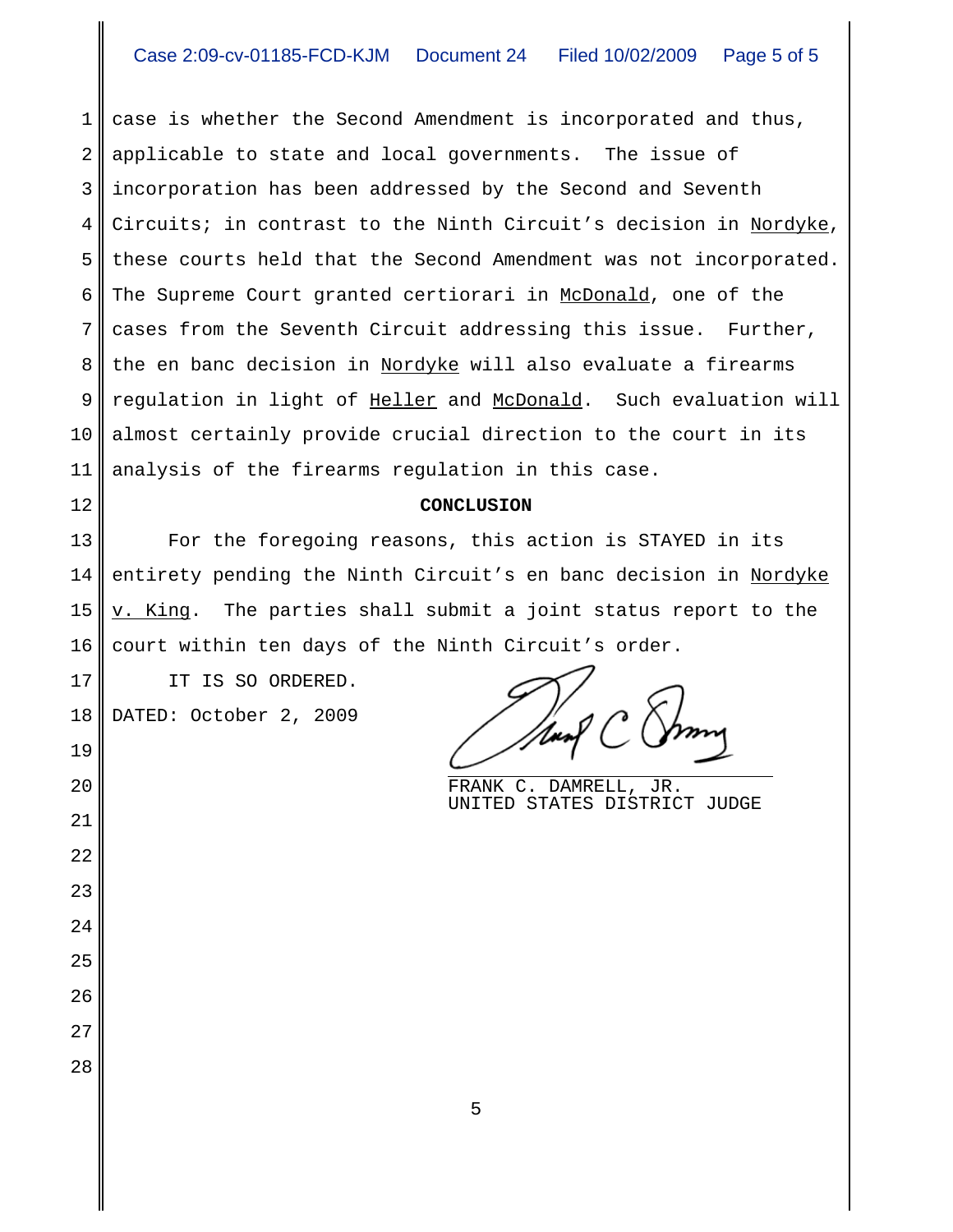case is whether the Second Amendment is incorporated and thus, applicable to state and local governments. The issue of incorporation has been addressed by the Second and Seventh Circuits; in contrast to the Ninth Circuit's decision in Nordyke, these courts held that the Second Amendment was not incorporated. The Supreme Court granted certiorari in McDonald, one of the cases from the Seventh Circuit addressing this issue. Further, the en banc decision in Nordyke will also evaluate a firearms regulation in light of Heller and McDonald. Such evaluation will almost certainly provide crucial direction to the court in its analysis of the firearms regulation in this case.

**CONCLUSION**

For the foregoing reasons, this action is STAYED in its entirety pending the Ninth Circuit's en banc decision in Nordyke v. King. The parties shall submit a joint status report to the court within ten days of the Ninth Circuit's order.

IT IS SO ORDERED.

DATED: October 2, 2009

FRANK C. DAMRELL, JR.
UNITED STATES DISTRICT JUDGE